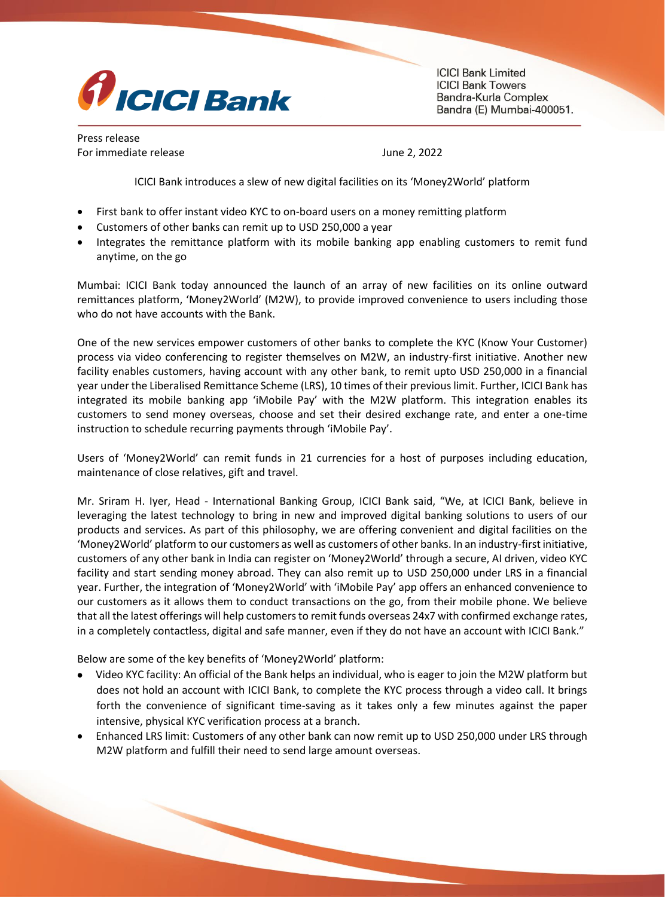ICICI Bank Limited
ICICI Bank Towers
Bandra-Kurla Complex
Bandra (E) Mumbai-400051.

Press release
For immediate release

June 2, 2022

## ICICI Bank introduces a slew of new digital facilities on its 'Money2World' platform

- First bank to offer instant video KYC to on-board users on a money remitting platform
- Customers of other banks can remit up to USD 250,000 a year
- Integrates the remittance platform with its mobile banking app enabling customers to remit fund anytime, on the go

Mumbai: ICICI Bank today announced the launch of an array of new facilities on its online outward remittances platform, 'Money2World' (M2W), to provide improved convenience to users including those who do not have accounts with the Bank.

One of the new services empower customers of other banks to complete the KYC (Know Your Customer) process via video conferencing to register themselves on M2W, an industry-first initiative. Another new facility enables customers, having account with any other bank, to remit upto USD 250,000 in a financial year under the Liberalised Remittance Scheme (LRS), 10 times of their previous limit. Further, ICICI Bank has integrated its mobile banking app 'iMobile Pay' with the M2W platform. This integration enables its customers to send money overseas, choose and set their desired exchange rate, and enter a one-time instruction to schedule recurring payments through 'iMobile Pay'.

Users of 'Money2World' can remit funds in 21 currencies for a host of purposes including education, maintenance of close relatives, gift and travel.

Mr. Sriram H. Iyer, Head - International Banking Group, ICICI Bank said, "We, at ICICI Bank, believe in leveraging the latest technology to bring in new and improved digital banking solutions to users of our products and services. As part of this philosophy, we are offering convenient and digital facilities on the 'Money2World' platform to our customers as well as customers of other banks. In an industry-first initiative, customers of any other bank in India can register on 'Money2World' through a secure, AI driven, video KYC facility and start sending money abroad. They can also remit up to USD 250,000 under LRS in a financial year. Further, the integration of 'Money2World' with 'iMobile Pay' app offers an enhanced convenience to our customers as it allows them to conduct transactions on the go, from their mobile phone. We believe that all the latest offerings will help customers to remit funds overseas 24x7 with confirmed exchange rates, in a completely contactless, digital and safe manner, even if they do not have an account with ICICI Bank."

Below are some of the key benefits of 'Money2World' platform:

- Video KYC facility: An official of the Bank helps an individual, who is eager to join the M2W platform but does not hold an account with ICICI Bank, to complete the KYC process through a video call. It brings forth the convenience of significant time-saving as it takes only a few minutes against the paper intensive, physical KYC verification process at a branch.
- Enhanced LRS limit: Customers of any other bank can now remit up to USD 250,000 under LRS through M2W platform and fulfill their need to send large amount overseas.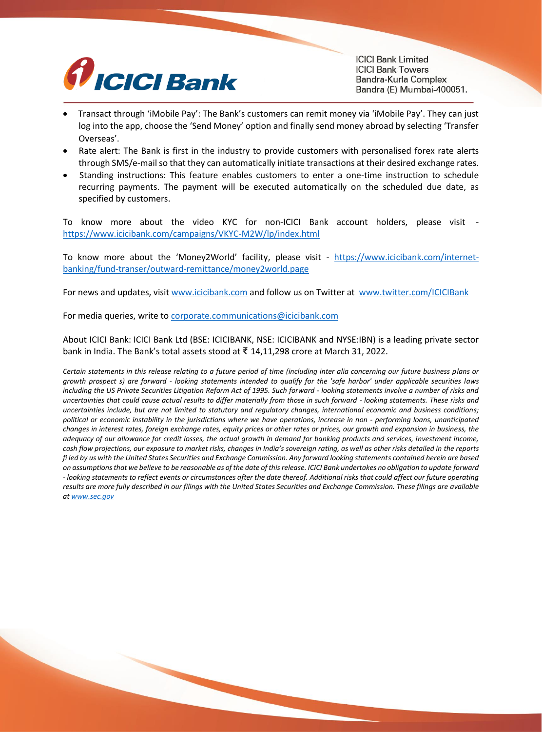- Transact through 'iMobile Pay': The Bank's customers can remit money via 'iMobile Pay'. They can just log into the app, choose the 'Send Money' option and finally send money abroad by selecting 'Transfer Overseas'.
- Rate alert: The Bank is first in the industry to provide customers with personalised forex rate alerts through SMS/e-mail so that they can automatically initiate transactions at their desired exchange rates.
- Standing instructions: This feature enables customers to enter a one-time instruction to schedule recurring payments. The payment will be executed automatically on the scheduled due date, as specified by customers.

To know more about the video KYC for non-ICICI Bank account holders, please visit - https://www.icicibank.com/campaigns/VKYC-M2W/lp/index.html

To know more about the 'Money2World' facility, please visit - https://www.icicibank.com/internet-banking/fund-transer/outward-remittance/money2world.page

For news and updates, visit www.icicibank.com and follow us on Twitter at www.twitter.com/ICICIBank

For media queries, write to corporate.communications@icicibank.com

About ICICI Bank: ICICI Bank Ltd (BSE: ICICIBANK, NSE: ICICIBANK and NYSE:IBN) is a leading private sector bank in India. The Bank's total assets stood at ₹ 14,11,298 crore at March 31, 2022.

*Certain statements in this release relating to a future period of time (including inter alia concerning our future business plans or growth prospect s) are forward - looking statements intended to qualify for the 'safe harbor' under applicable securities laws including the US Private Securities Litigation Reform Act of 1995. Such forward - looking statements involve a number of risks and uncertainties that could cause actual results to differ materially from those in such forward - looking statements. These risks and uncertainties include, but are not limited to statutory and regulatory changes, international economic and business conditions; political or economic instability in the jurisdictions where we have operations, increase in non - performing loans, unanticipated changes in interest rates, foreign exchange rates, equity prices or other rates or prices, our growth and expansion in business, the adequacy of our allowance for credit losses, the actual growth in demand for banking products and services, investment income, cash flow projections, our exposure to market risks, changes in India's sovereign rating, as well as other risks detailed in the reports fi led by us with the United States Securities and Exchange Commission. Any forward looking statements contained herein are based on assumptions that we believe to be reasonable as of the date of this release. ICICI Bank undertakes no obligation to update forward - looking statements to reflect events or circumstances after the date thereof. Additional risks that could affect our future operating results are more fully described in our filings with the United States Securities and Exchange Commission. These filings are available at www.sec.gov*